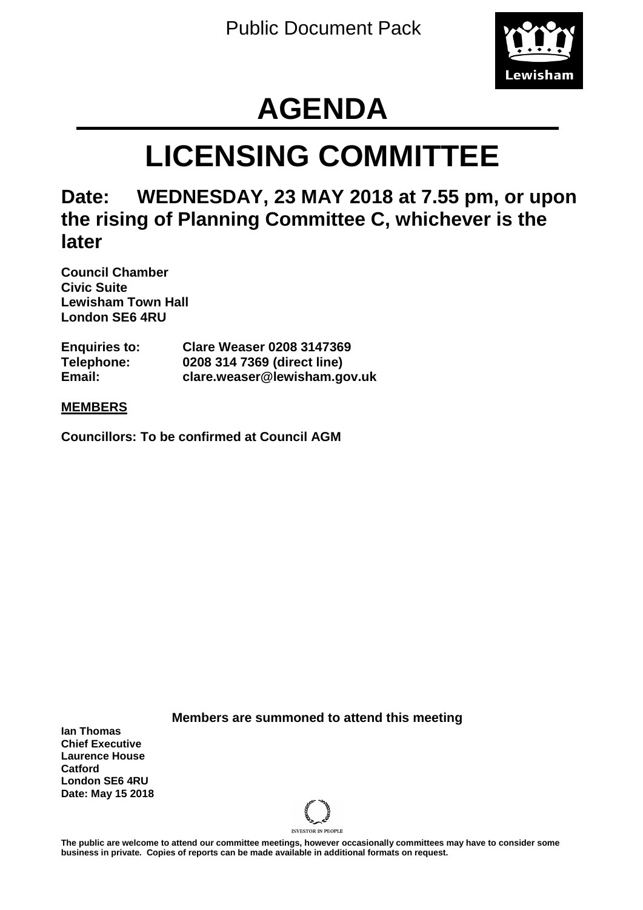Public Document Pack

# AGENDA

# LICENSING COMMITTEE

## Date: WEDNESDAY, 23 MAY 2018 at 7.55 pm, or upon the rising of Planning Committee C, whichever is the later

**Council Chamber**
**Civic Suite**
**Lewisham Town Hall**
**London SE6 4RU**

| | |
|---|---|
| **Enquiries to:** | **Clare Weaser 0208 3147369** |
| **Telephone:** | **0208 314 7369 (direct line)** |
| **Email:** | **clare.weaser@lewisham.gov.uk** |

**MEMBERS**

**Councillors: To be confirmed at Council AGM**

**Members are summoned to attend this meeting**

**Ian Thomas**
**Chief Executive**
**Laurence House**
**Catford**
**London SE6 4RU**
**Date: May 15 2018**

INVESTOR IN PEOPLE

**The public are welcome to attend our committee meetings, however occasionally committees may have to consider some business in private. Copies of reports can be made available in additional formats on request.**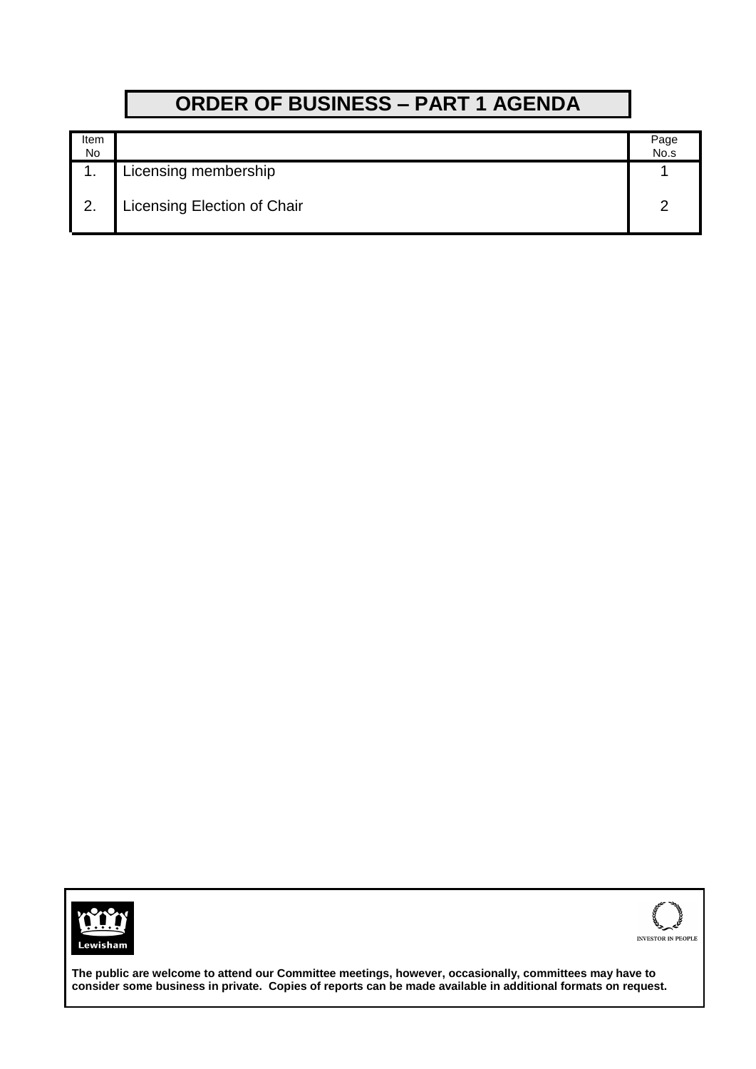# ORDER OF BUSINESS – PART 1 AGENDA

| Item No | | Page No.s |
|---|---|---|
| 1. | Licensing membership | 1 |
| 2. | Licensing Election of Chair | 2 |

Lewisham

INVESTOR IN PEOPLE

**The public are welcome to attend our Committee meetings, however, occasionally, committees may have to consider some business in private. Copies of reports can be made available in additional formats on request.**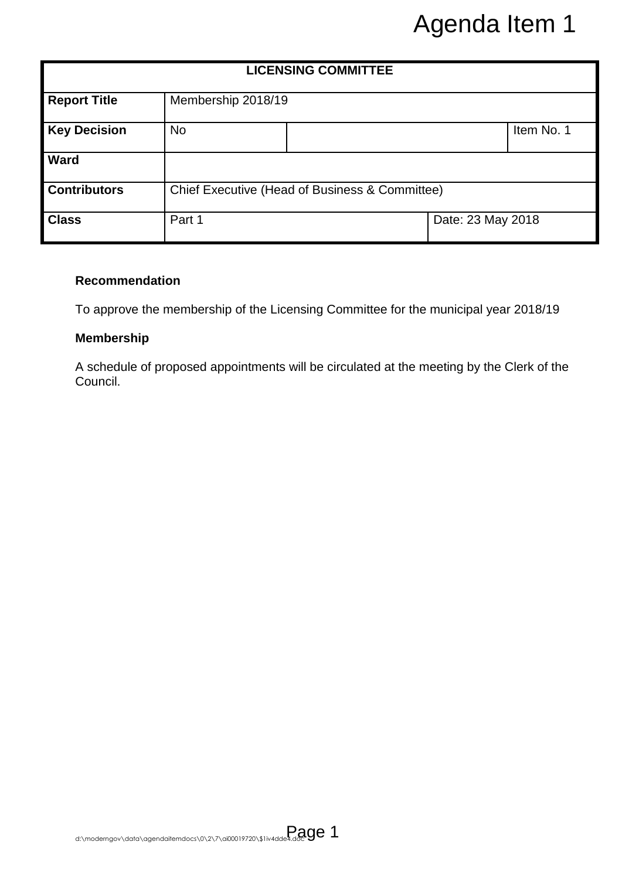# Agenda Item 1

| LICENSING COMMITTEE | | | |
|---|---|---|---|
| **Report Title** | Membership 2018/19 | | |
| **Key Decision** | No | | Item No. 1 |
| **Ward** | | | |
| **Contributors** | Chief Executive (Head of Business & Committee) | | |
| **Class** | Part 1 | Date: 23 May 2018 | |

**Recommendation**

To approve the membership of the Licensing Committee for the municipal year 2018/19

**Membership**

A schedule of proposed appointments will be circulated at the meeting by the Clerk of the Council.

d:\moderngov\data\agendaitemdocs\0\2\7\ai00019720\$1iv4dde4.doc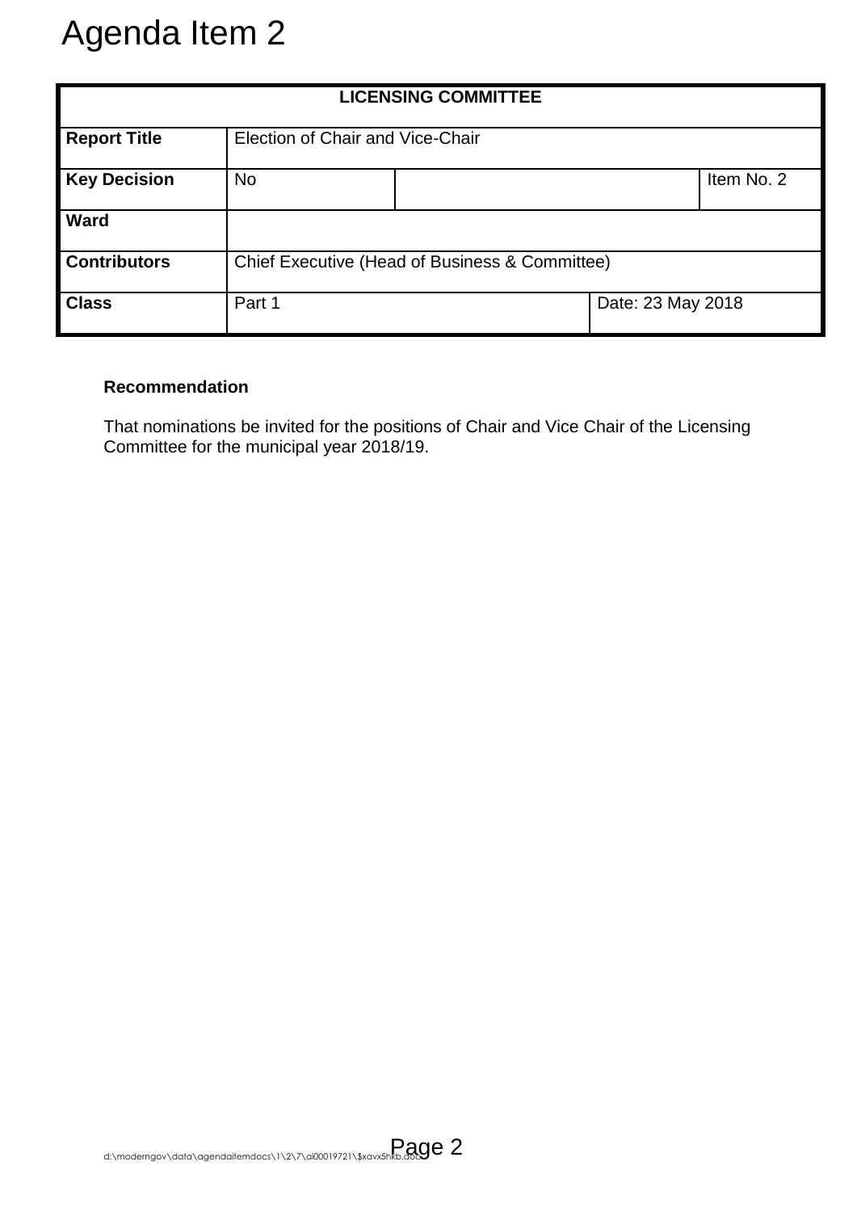# Agenda Item 2

| LICENSING COMMITTEE | | | |
|---|---|---|---|
| **Report Title** | Election of Chair and Vice-Chair | | |
| **Key Decision** | No | | Item No. 2 |
| **Ward** | | | |
| **Contributors** | Chief Executive (Head of Business & Committee) | | |
| **Class** | Part 1 | Date: 23 May 2018 | |

**Recommendation**

That nominations be invited for the positions of Chair and Vice Chair of the Licensing Committee for the municipal year 2018/19.

d:\moderngov\data\agendaitemdocs\1\2\7\ai00019721\$xavx5hkb.doc